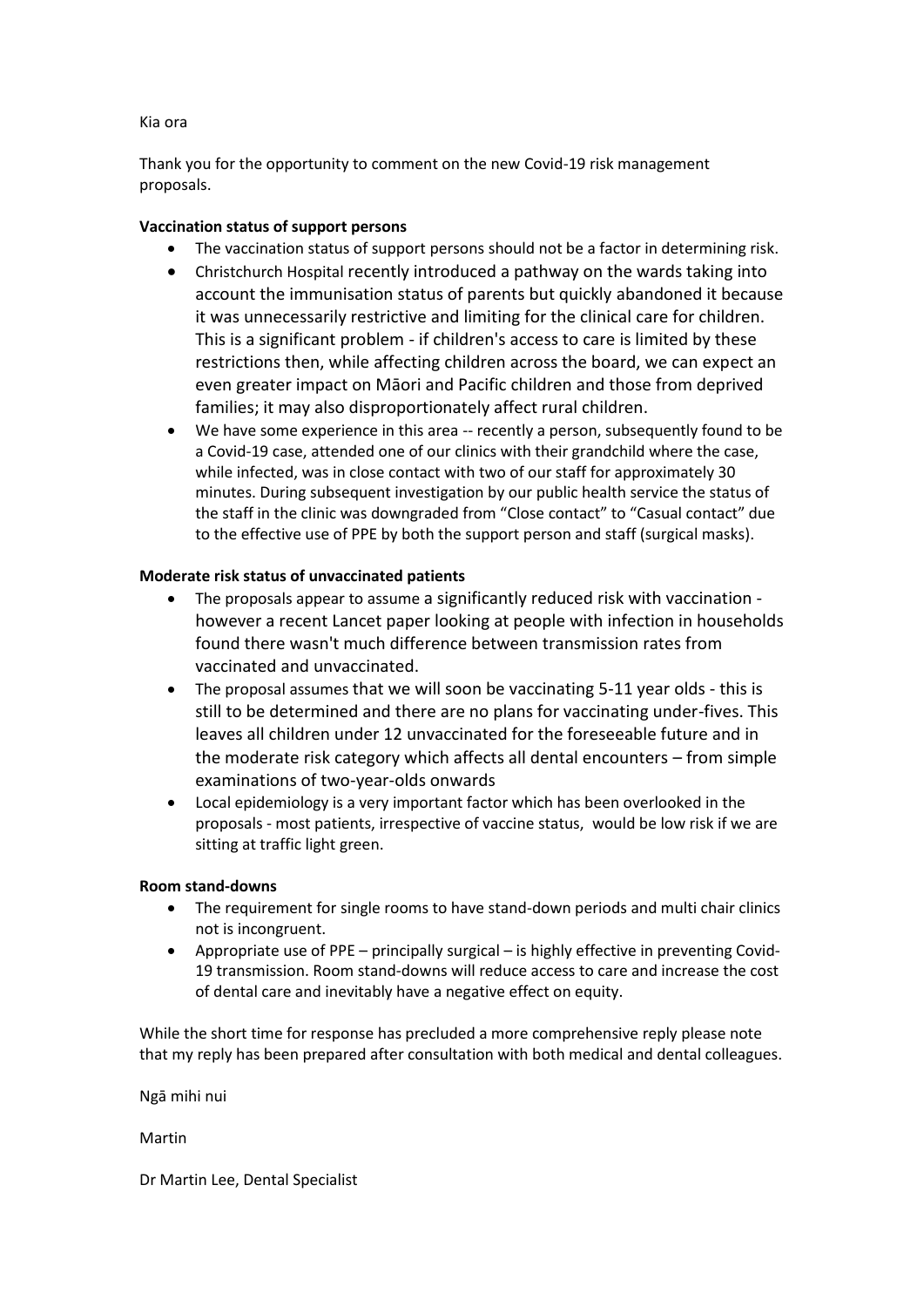Kia ora

Thank you for the opportunity to comment on the new Covid-19 risk management proposals.

**Vaccination status of support persons**

- The vaccination status of support persons should not be a factor in determining risk.
- Christchurch Hospital recently introduced a pathway on the wards taking into account the immunisation status of parents but quickly abandoned it because it was unnecessarily restrictive and limiting for the clinical care for children. This is a significant problem - if children's access to care is limited by these restrictions then, while affecting children across the board, we can expect an even greater impact on Māori and Pacific children and those from deprived families; it may also disproportionately affect rural children.
- We have some experience in this area -- recently a person, subsequently found to be a Covid-19 case, attended one of our clinics with their grandchild where the case, while infected, was in close contact with two of our staff for approximately 30 minutes. During subsequent investigation by our public health service the status of the staff in the clinic was downgraded from "Close contact" to "Casual contact" due to the effective use of PPE by both the support person and staff (surgical masks).

**Moderate risk status of unvaccinated patients**

- The proposals appear to assume a significantly reduced risk with vaccination - however a recent Lancet paper looking at people with infection in households found there wasn't much difference between transmission rates from vaccinated and unvaccinated.
- The proposal assumes that we will soon be vaccinating 5-11 year olds - this is still to be determined and there are no plans for vaccinating under-fives. This leaves all children under 12 unvaccinated for the foreseeable future and in the moderate risk category which affects all dental encounters – from simple examinations of two-year-olds onwards
- Local epidemiology is a very important factor which has been overlooked in the proposals - most patients, irrespective of vaccine status, would be low risk if we are sitting at traffic light green.

**Room stand-downs**

- The requirement for single rooms to have stand-down periods and multi chair clinics not is incongruent.
- Appropriate use of PPE – principally surgical – is highly effective in preventing Covid-19 transmission. Room stand-downs will reduce access to care and increase the cost of dental care and inevitably have a negative effect on equity.

While the short time for response has precluded a more comprehensive reply please note that my reply has been prepared after consultation with both medical and dental colleagues.

Ngā mihi nui

Martin

Dr Martin Lee, Dental Specialist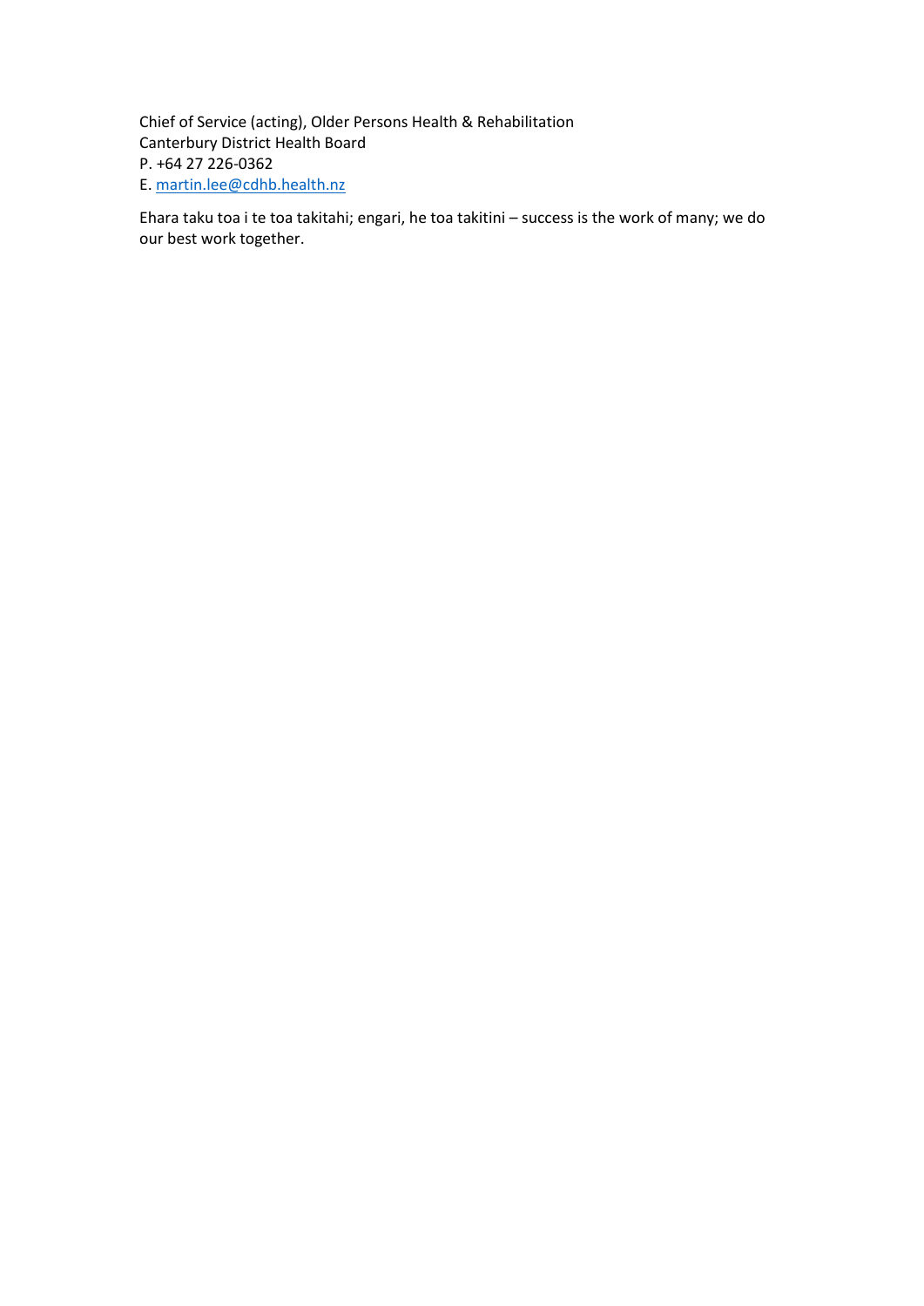Chief of Service (acting), Older Persons Health & Rehabilitation
Canterbury District Health Board
P. +64 27 226-0362
E. martin.lee@cdhb.health.nz

Ehara taku toa i te toa takitahi; engari, he toa takitini – success is the work of many; we do our best work together.